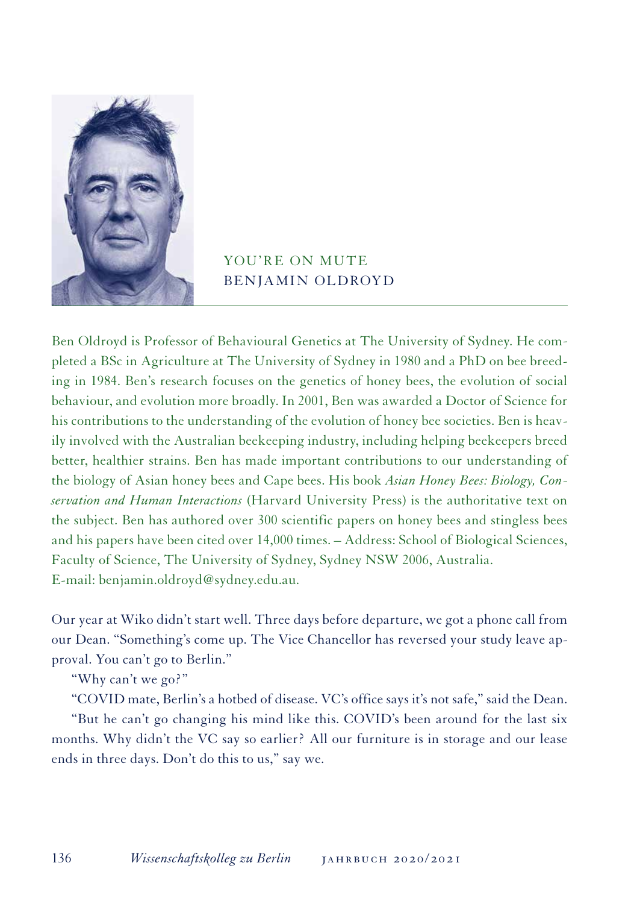# YOU'RE ON MUTE
## BENJAMIN OLDROYD

Ben Oldroyd is Professor of Behavioural Genetics at The University of Sydney. He completed a BSc in Agriculture at The University of Sydney in 1980 and a PhD on bee breeding in 1984. Ben's research focuses on the genetics of honey bees, the evolution of social behaviour, and evolution more broadly. In 2001, Ben was awarded a Doctor of Science for his contributions to the understanding of the evolution of honey bee societies. Ben is heavily involved with the Australian beekeeping industry, including helping beekeepers breed better, healthier strains. Ben has made important contributions to our understanding of the biology of Asian honey bees and Cape bees. His book *Asian Honey Bees: Biology, Conservation and Human Interactions* (Harvard University Press) is the authoritative text on the subject. Ben has authored over 300 scientific papers on honey bees and stingless bees and his papers have been cited over 14,000 times. – Address: School of Biological Sciences, Faculty of Science, The University of Sydney, Sydney NSW 2006, Australia.
E-mail: benjamin.oldroyd@sydney.edu.au.

Our year at Wiko didn't start well. Three days before departure, we got a phone call from our Dean. "Something's come up. The Vice Chancellor has reversed your study leave approval. You can't go to Berlin."

"Why can't we go?"

"COVID mate, Berlin's a hotbed of disease. VC's office says it's not safe," said the Dean.

"But he can't go changing his mind like this. COVID's been around for the last six months. Why didn't the VC say so earlier? All our furniture is in storage and our lease ends in three days. Don't do this to us," say we.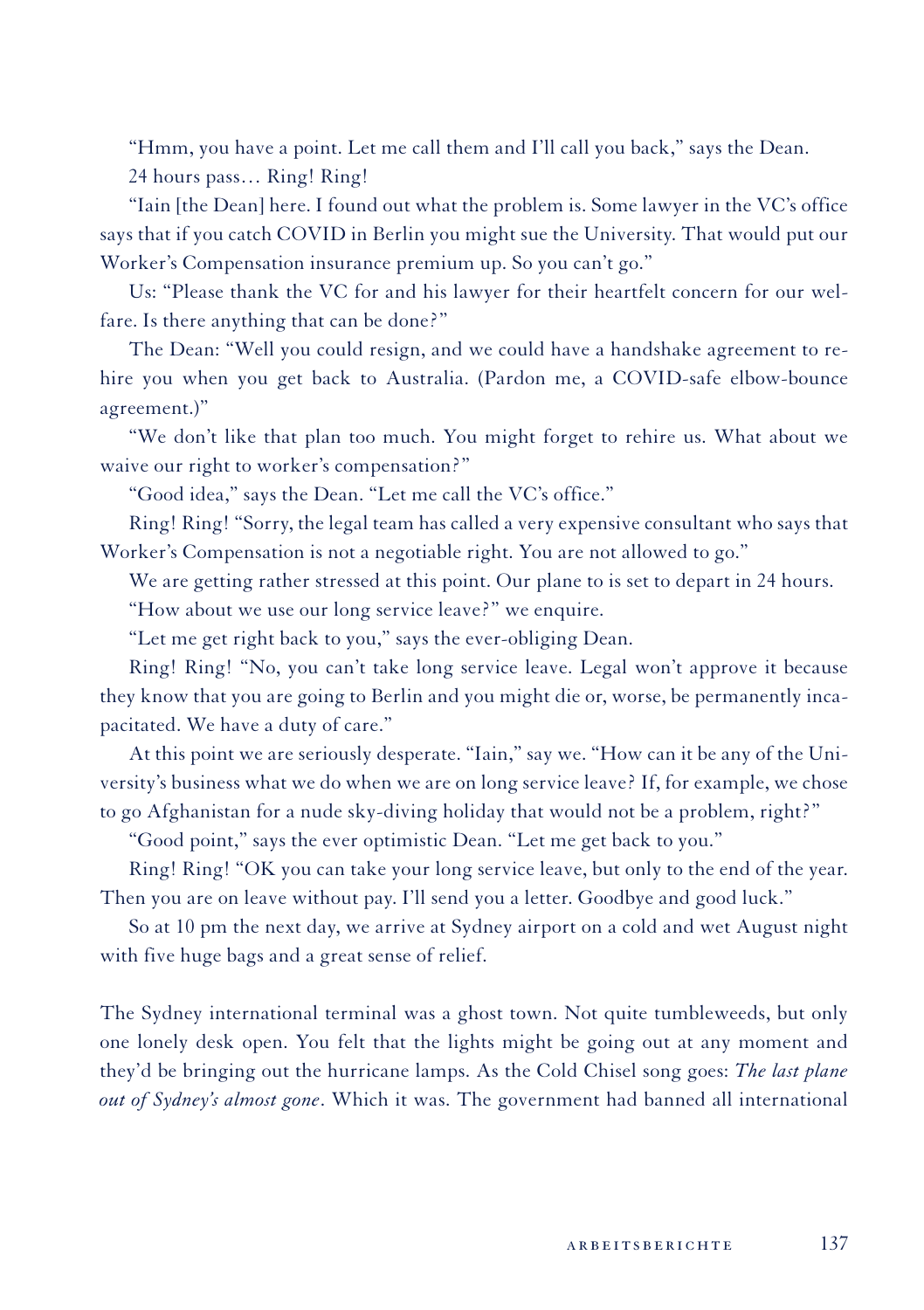"Hmm, you have a point. Let me call them and I'll call you back," says the Dean.

24 hours pass… Ring! Ring!

"Iain [the Dean] here. I found out what the problem is. Some lawyer in the VC's office says that if you catch COVID in Berlin you might sue the University. That would put our Worker's Compensation insurance premium up. So you can't go."

Us: "Please thank the VC for and his lawyer for their heartfelt concern for our welfare. Is there anything that can be done?"

The Dean: "Well you could resign, and we could have a handshake agreement to rehire you when you get back to Australia. (Pardon me, a COVID-safe elbow-bounce agreement.)"

"We don't like that plan too much. You might forget to rehire us. What about we waive our right to worker's compensation?"

"Good idea," says the Dean. "Let me call the VC's office."

Ring! Ring! "Sorry, the legal team has called a very expensive consultant who says that Worker's Compensation is not a negotiable right. You are not allowed to go."

We are getting rather stressed at this point. Our plane to is set to depart in 24 hours.

"How about we use our long service leave?" we enquire.

"Let me get right back to you," says the ever-obliging Dean.

Ring! Ring! "No, you can't take long service leave. Legal won't approve it because they know that you are going to Berlin and you might die or, worse, be permanently incapacitated. We have a duty of care."

At this point we are seriously desperate. "Iain," say we. "How can it be any of the University's business what we do when we are on long service leave? If, for example, we chose to go Afghanistan for a nude sky-diving holiday that would not be a problem, right?"

"Good point," says the ever optimistic Dean. "Let me get back to you."

Ring! Ring! "OK you can take your long service leave, but only to the end of the year. Then you are on leave without pay. I'll send you a letter. Goodbye and good luck."

So at 10 pm the next day, we arrive at Sydney airport on a cold and wet August night with five huge bags and a great sense of relief.

The Sydney international terminal was a ghost town. Not quite tumbleweeds, but only one lonely desk open. You felt that the lights might be going out at any moment and they'd be bringing out the hurricane lamps. As the Cold Chisel song goes: *The last plane out of Sydney's almost gone*. Which it was. The government had banned all international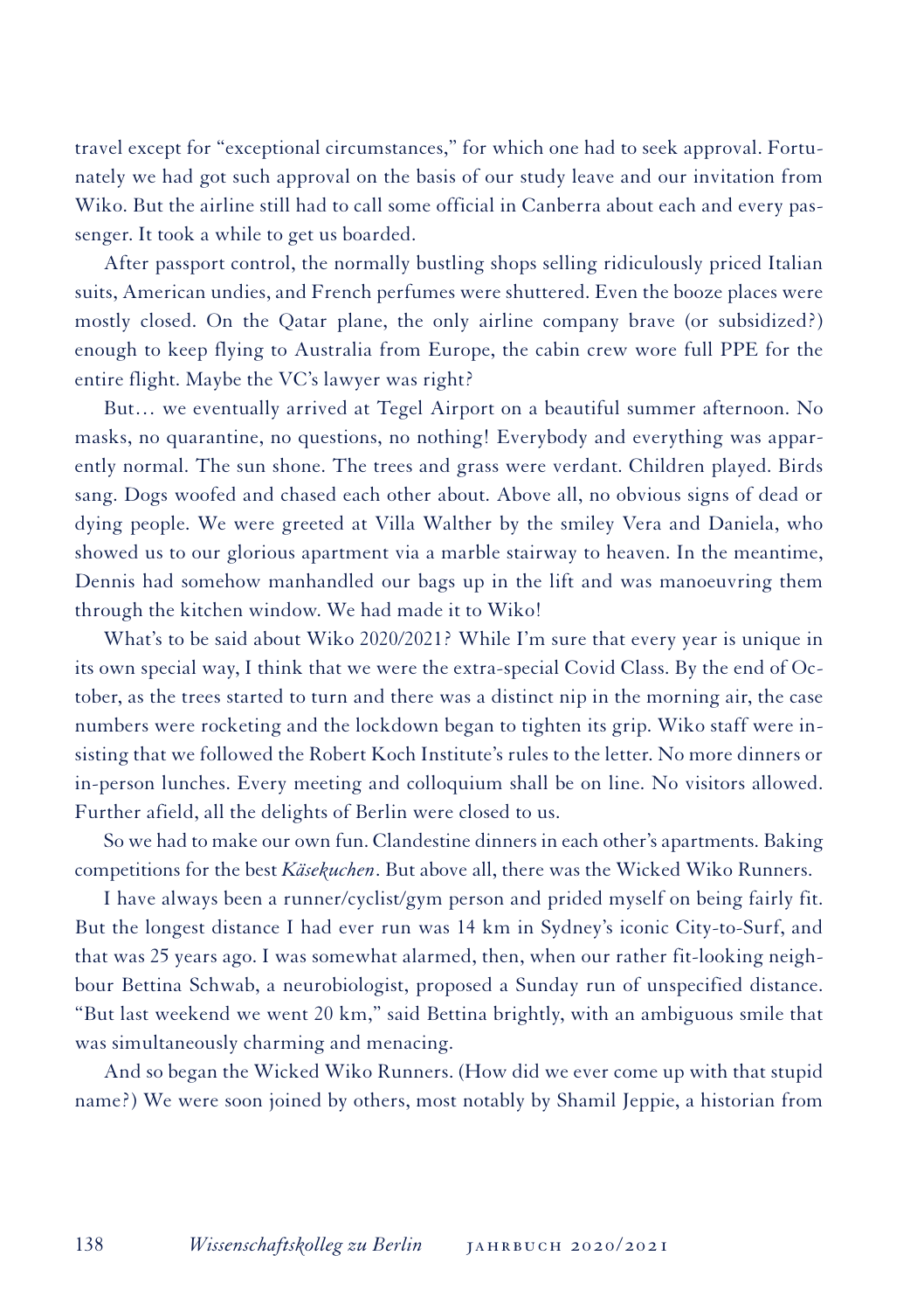travel except for "exceptional circumstances," for which one had to seek approval. Fortunately we had got such approval on the basis of our study leave and our invitation from Wiko. But the airline still had to call some official in Canberra about each and every passenger. It took a while to get us boarded.

After passport control, the normally bustling shops selling ridiculously priced Italian suits, American undies, and French perfumes were shuttered. Even the booze places were mostly closed. On the Qatar plane, the only airline company brave (or subsidized?) enough to keep flying to Australia from Europe, the cabin crew wore full PPE for the entire flight. Maybe the VC's lawyer was right?

But… we eventually arrived at Tegel Airport on a beautiful summer afternoon. No masks, no quarantine, no questions, no nothing! Everybody and everything was apparently normal. The sun shone. The trees and grass were verdant. Children played. Birds sang. Dogs woofed and chased each other about. Above all, no obvious signs of dead or dying people. We were greeted at Villa Walther by the smiley Vera and Daniela, who showed us to our glorious apartment via a marble stairway to heaven. In the meantime, Dennis had somehow manhandled our bags up in the lift and was manoeuvring them through the kitchen window. We had made it to Wiko!

What's to be said about Wiko 2020/2021? While I'm sure that every year is unique in its own special way, I think that we were the extra-special Covid Class. By the end of October, as the trees started to turn and there was a distinct nip in the morning air, the case numbers were rocketing and the lockdown began to tighten its grip. Wiko staff were insisting that we followed the Robert Koch Institute's rules to the letter. No more dinners or in-person lunches. Every meeting and colloquium shall be on line. No visitors allowed. Further afield, all the delights of Berlin were closed to us.

So we had to make our own fun. Clandestine dinners in each other's apartments. Baking competitions for the best *Käsekuchen*. But above all, there was the Wicked Wiko Runners.

I have always been a runner/cyclist/gym person and prided myself on being fairly fit. But the longest distance I had ever run was 14 km in Sydney's iconic City-to-Surf, and that was 25 years ago. I was somewhat alarmed, then, when our rather fit-looking neighbour Bettina Schwab, a neurobiologist, proposed a Sunday run of unspecified distance. "But last weekend we went 20 km," said Bettina brightly, with an ambiguous smile that was simultaneously charming and menacing.

And so began the Wicked Wiko Runners. (How did we ever come up with that stupid name?) We were soon joined by others, most notably by Shamil Jeppie, a historian from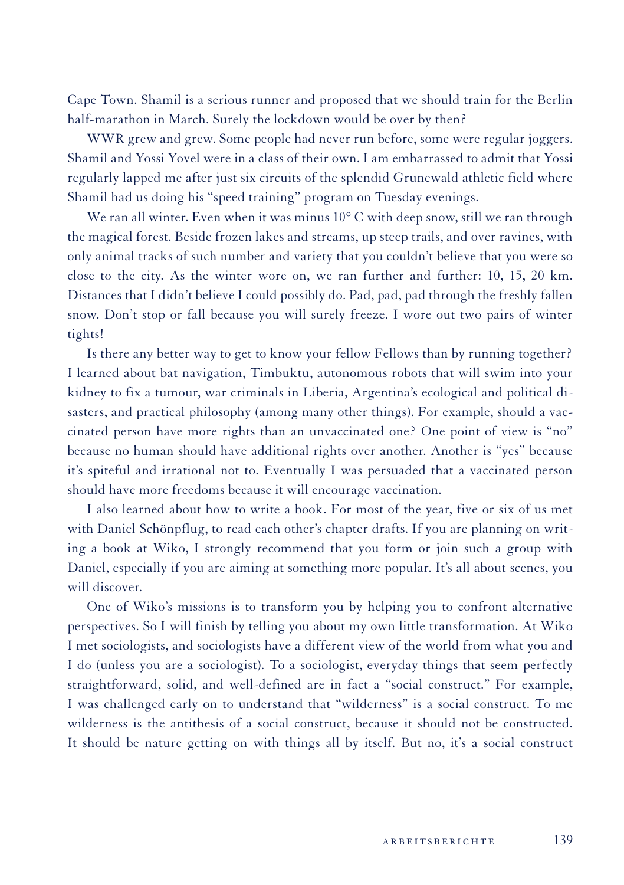Cape Town. Shamil is a serious runner and proposed that we should train for the Berlin half-marathon in March. Surely the lockdown would be over by then?

WWR grew and grew. Some people had never run before, some were regular joggers. Shamil and Yossi Yovel were in a class of their own. I am embarrassed to admit that Yossi regularly lapped me after just six circuits of the splendid Grunewald athletic field where Shamil had us doing his "speed training" program on Tuesday evenings.

We ran all winter. Even when it was minus 10° C with deep snow, still we ran through the magical forest. Beside frozen lakes and streams, up steep trails, and over ravines, with only animal tracks of such number and variety that you couldn't believe that you were so close to the city. As the winter wore on, we ran further and further: 10, 15, 20 km. Distances that I didn't believe I could possibly do. Pad, pad, pad through the freshly fallen snow. Don't stop or fall because you will surely freeze. I wore out two pairs of winter tights!

Is there any better way to get to know your fellow Fellows than by running together? I learned about bat navigation, Timbuktu, autonomous robots that will swim into your kidney to fix a tumour, war criminals in Liberia, Argentina's ecological and political disasters, and practical philosophy (among many other things). For example, should a vaccinated person have more rights than an unvaccinated one? One point of view is "no" because no human should have additional rights over another. Another is "yes" because it's spiteful and irrational not to. Eventually I was persuaded that a vaccinated person should have more freedoms because it will encourage vaccination.

I also learned about how to write a book. For most of the year, five or six of us met with Daniel Schönpflug, to read each other's chapter drafts. If you are planning on writing a book at Wiko, I strongly recommend that you form or join such a group with Daniel, especially if you are aiming at something more popular. It's all about scenes, you will discover.

One of Wiko's missions is to transform you by helping you to confront alternative perspectives. So I will finish by telling you about my own little transformation. At Wiko I met sociologists, and sociologists have a different view of the world from what you and I do (unless you are a sociologist). To a sociologist, everyday things that seem perfectly straightforward, solid, and well-defined are in fact a "social construct." For example, I was challenged early on to understand that "wilderness" is a social construct. To me wilderness is the antithesis of a social construct, because it should not be constructed. It should be nature getting on with things all by itself. But no, it's a social construct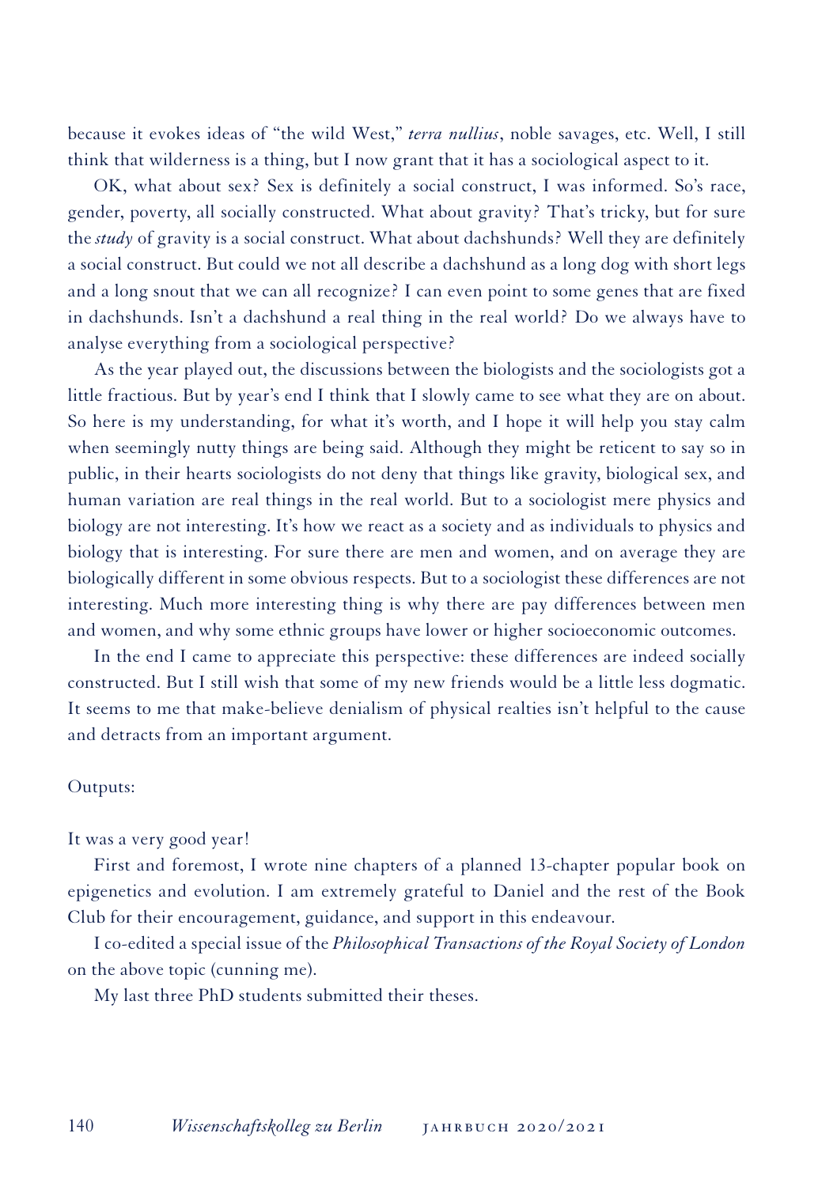because it evokes ideas of "the wild West," *terra nullius*, noble savages, etc. Well, I still think that wilderness is a thing, but I now grant that it has a sociological aspect to it.

OK, what about sex? Sex is definitely a social construct, I was informed. So's race, gender, poverty, all socially constructed. What about gravity? That's tricky, but for sure the *study* of gravity is a social construct. What about dachshunds? Well they are definitely a social construct. But could we not all describe a dachshund as a long dog with short legs and a long snout that we can all recognize? I can even point to some genes that are fixed in dachshunds. Isn't a dachshund a real thing in the real world? Do we always have to analyse everything from a sociological perspective?

As the year played out, the discussions between the biologists and the sociologists got a little fractious. But by year's end I think that I slowly came to see what they are on about. So here is my understanding, for what it's worth, and I hope it will help you stay calm when seemingly nutty things are being said. Although they might be reticent to say so in public, in their hearts sociologists do not deny that things like gravity, biological sex, and human variation are real things in the real world. But to a sociologist mere physics and biology are not interesting. It's how we react as a society and as individuals to physics and biology that is interesting. For sure there are men and women, and on average they are biologically different in some obvious respects. But to a sociologist these differences are not interesting. Much more interesting thing is why there are pay differences between men and women, and why some ethnic groups have lower or higher socioeconomic outcomes.

In the end I came to appreciate this perspective: these differences are indeed socially constructed. But I still wish that some of my new friends would be a little less dogmatic. It seems to me that make-believe denialism of physical realties isn't helpful to the cause and detracts from an important argument.

Outputs:

It was a very good year!

First and foremost, I wrote nine chapters of a planned 13-chapter popular book on epigenetics and evolution. I am extremely grateful to Daniel and the rest of the Book Club for their encouragement, guidance, and support in this endeavour.

I co-edited a special issue of the *Philosophical Transactions of the Royal Society of London* on the above topic (cunning me).

My last three PhD students submitted their theses.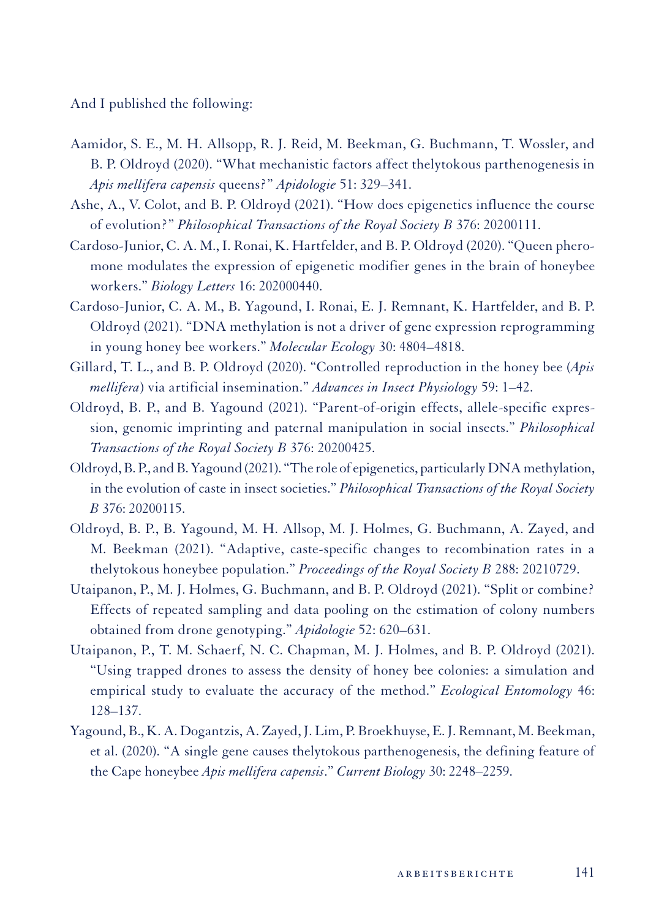And I published the following:

- Aamidor, S. E., M. H. Allsopp, R. J. Reid, M. Beekman, G. Buchmann, T. Wossler, and B. P. Oldroyd (2020). "What mechanistic factors affect thelytokous parthenogenesis in *Apis mellifera capensis* queens?" *Apidologie* 51: 329–341.
- Ashe, A., V. Colot, and B. P. Oldroyd (2021). "How does epigenetics influence the course of evolution?" *Philosophical Transactions of the Royal Society B* 376: 20200111.
- Cardoso-Junior, C. A. M., I. Ronai, K. Hartfelder, and B. P. Oldroyd (2020). "Queen pheromone modulates the expression of epigenetic modifier genes in the brain of honeybee workers." *Biology Letters* 16: 202000440.
- Cardoso-Junior, C. A. M., B. Yagound, I. Ronai, E. J. Remnant, K. Hartfelder, and B. P. Oldroyd (2021). "DNA methylation is not a driver of gene expression reprogramming in young honey bee workers." *Molecular Ecology* 30: 4804–4818.
- Gillard, T. L., and B. P. Oldroyd (2020). "Controlled reproduction in the honey bee (*Apis mellifera*) via artificial insemination." *Advances in Insect Physiology* 59: 1–42.
- Oldroyd, B. P., and B. Yagound (2021). "Parent-of-origin effects, allele-specific expression, genomic imprinting and paternal manipulation in social insects." *Philosophical Transactions of the Royal Society B* 376: 20200425.
- Oldroyd, B. P., and B. Yagound (2021). "The role of epigenetics, particularly DNA methylation, in the evolution of caste in insect societies." *Philosophical Transactions of the Royal Society B* 376: 20200115.
- Oldroyd, B. P., B. Yagound, M. H. Allsop, M. J. Holmes, G. Buchmann, A. Zayed, and M. Beekman (2021). "Adaptive, caste-specific changes to recombination rates in a thelytokous honeybee population." *Proceedings of the Royal Society B* 288: 20210729.
- Utaipanon, P., M. J. Holmes, G. Buchmann, and B. P. Oldroyd (2021). "Split or combine? Effects of repeated sampling and data pooling on the estimation of colony numbers obtained from drone genotyping." *Apidologie* 52: 620–631.
- Utaipanon, P., T. M. Schaerf, N. C. Chapman, M. J. Holmes, and B. P. Oldroyd (2021). "Using trapped drones to assess the density of honey bee colonies: a simulation and empirical study to evaluate the accuracy of the method." *Ecological Entomology* 46: 128–137.
- Yagound, B., K. A. Dogantzis, A. Zayed, J. Lim, P. Broekhuyse, E. J. Remnant, M. Beekman, et al. (2020). "A single gene causes thelytokous parthenogenesis, the defining feature of the Cape honeybee *Apis mellifera capensis*." *Current Biology* 30: 2248–2259.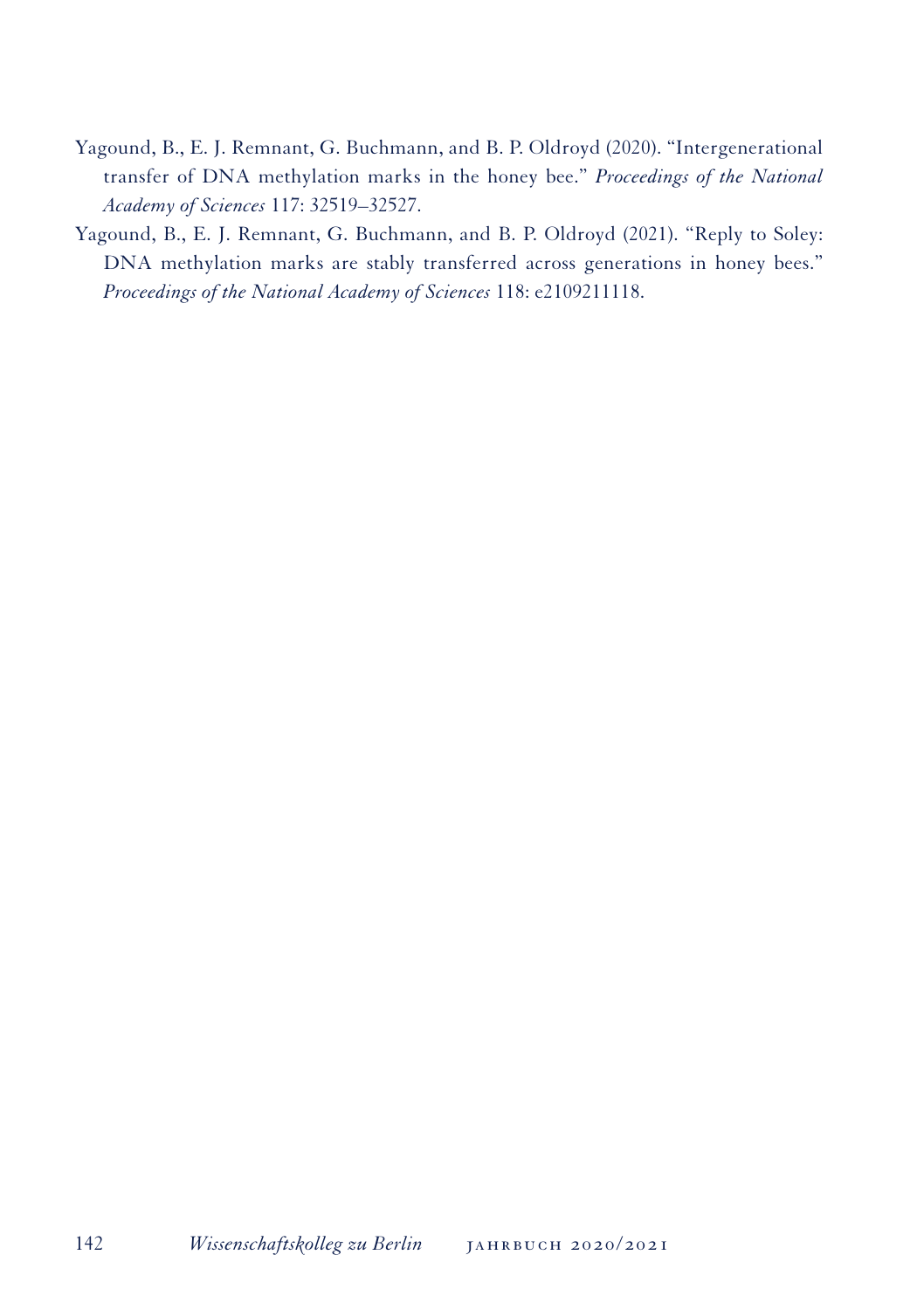Yagound, B., E. J. Remnant, G. Buchmann, and B. P. Oldroyd (2020). "Intergenerational transfer of DNA methylation marks in the honey bee." *Proceedings of the National Academy of Sciences* 117: 32519–32527.

Yagound, B., E. J. Remnant, G. Buchmann, and B. P. Oldroyd (2021). "Reply to Soley: DNA methylation marks are stably transferred across generations in honey bees." *Proceedings of the National Academy of Sciences* 118: e2109211118.